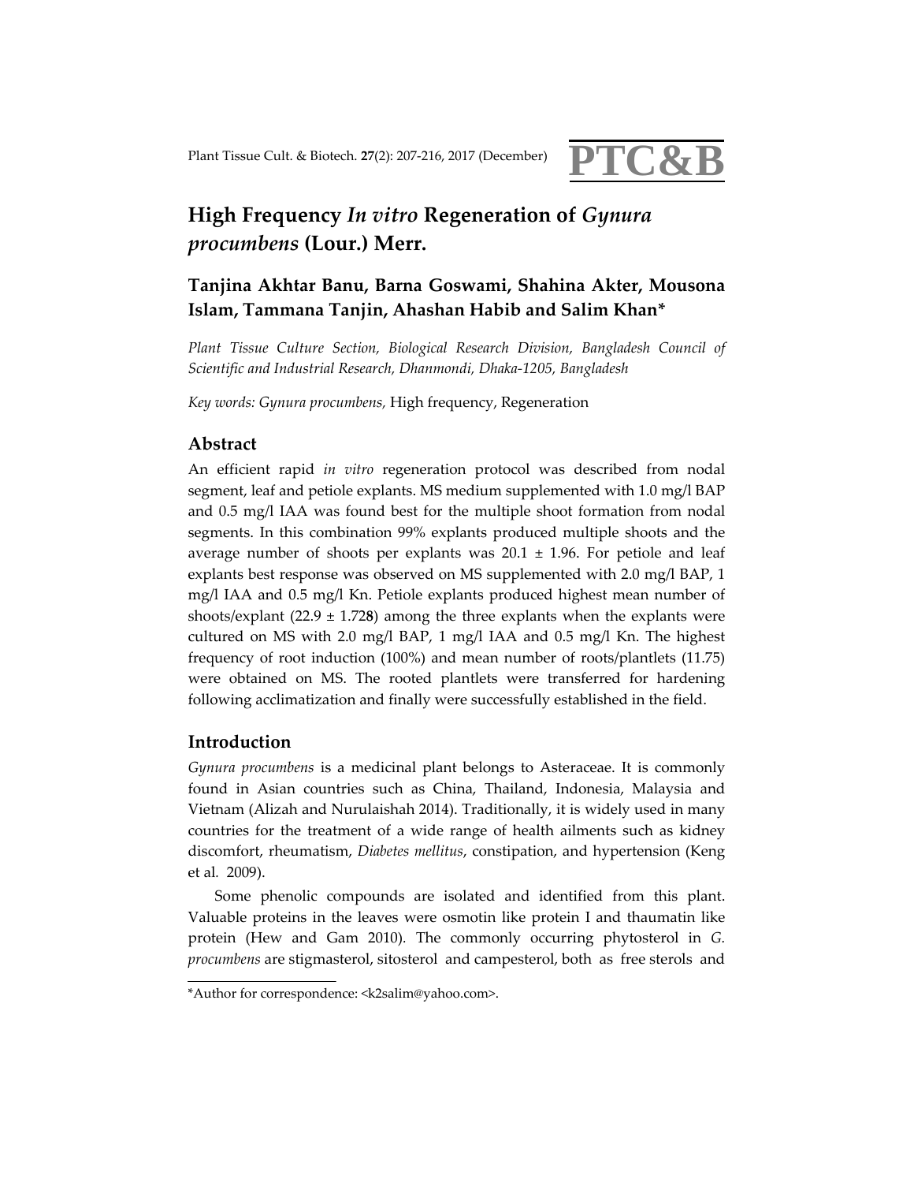# High Frequency *In vitro* Regeneration of *Gynura procumbens* (Lour.) Merr.

**Tanjina Akhtar Banu, Barna Goswami, Shahina Akter, Mousona Islam, Tammana Tanjin, Ahashan Habib and Salim Khan***

*Plant Tissue Culture Section, Biological Research Division, Bangladesh Council of Scientific and Industrial Research, Dhanmondi, Dhaka-1205, Bangladesh*

*Key words: Gynura procumbens,* High frequency, Regeneration

## Abstract

An efficient rapid *in vitro* regeneration protocol was described from nodal segment, leaf and petiole explants. MS medium supplemented with 1.0 mg/l BAP and 0.5 mg/l IAA was found best for the multiple shoot formation from nodal segments. In this combination 99% explants produced multiple shoots and the average number of shoots per explants was 20.1 ± 1.96. For petiole and leaf explants best response was observed on MS supplemented with 2.0 mg/l BAP, 1 mg/l IAA and 0.5 mg/l Kn. Petiole explants produced highest mean number of shoots/explant (22.9 ± 1.728) among the three explants when the explants were cultured on MS with 2.0 mg/l BAP, 1 mg/l IAA and 0.5 mg/l Kn. The highest frequency of root induction (100%) and mean number of roots/plantlets (11.75) were obtained on MS. The rooted plantlets were transferred for hardening following acclimatization and finally were successfully established in the field.

## Introduction

*Gynura procumbens* is a medicinal plant belongs to Asteraceae. It is commonly found in Asian countries such as China, Thailand, Indonesia, Malaysia and Vietnam (Alizah and Nurulaishah 2014). Traditionally, it is widely used in many countries for the treatment of a wide range of health ailments such as kidney discomfort, rheumatism, *Diabetes mellitus*, constipation, and hypertension (Keng et al. 2009).

Some phenolic compounds are isolated and identified from this plant. Valuable proteins in the leaves were osmotin like protein I and thaumatin like protein (Hew and Gam 2010). The commonly occurring phytosterol in *G. procumbens* are stigmasterol, sitosterol and campesterol, both as free sterols and

*Author for correspondence: <k2salim@yahoo.com>.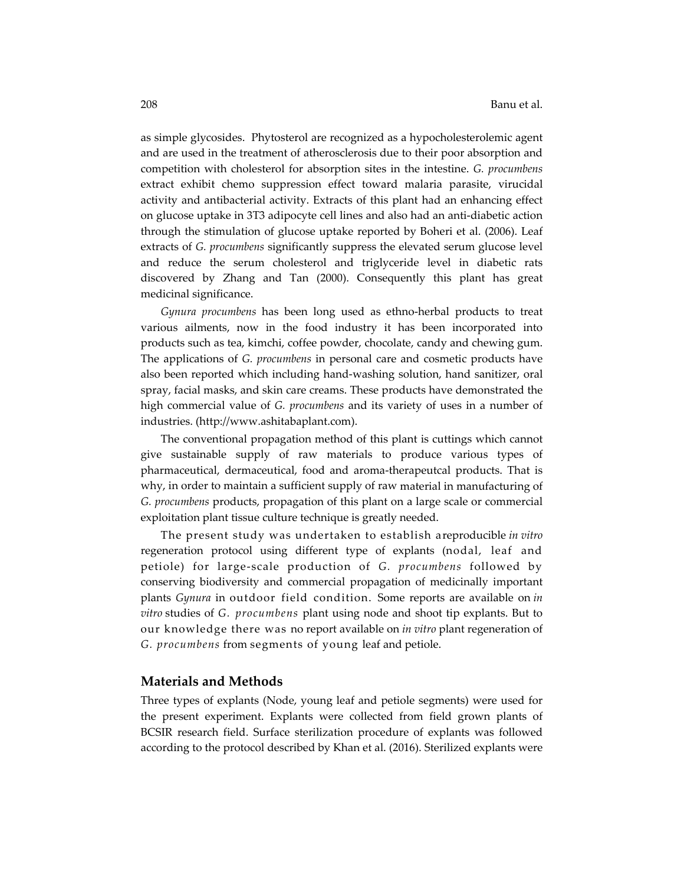as simple glycosides. Phytosterol are recognized as a hypocholesterolemic agent and are used in the treatment of atherosclerosis due to their poor absorption and competition with cholesterol for absorption sites in the intestine. *G. procumbens* extract exhibit chemo suppression effect toward malaria parasite, virucidal activity and antibacterial activity. Extracts of this plant had an enhancing effect on glucose uptake in 3T3 adipocyte cell lines and also had an anti-diabetic action through the stimulation of glucose uptake reported by Boheri et al. (2006). Leaf extracts of *G. procumbens* significantly suppress the elevated serum glucose level and reduce the serum cholesterol and triglyceride level in diabetic rats discovered by Zhang and Tan (2000). Consequently this plant has great medicinal significance.

*Gynura procumbens* has been long used as ethno-herbal products to treat various ailments, now in the food industry it has been incorporated into products such as tea, kimchi, coffee powder, chocolate, candy and chewing gum. The applications of *G. procumbens* in personal care and cosmetic products have also been reported which including hand-washing solution, hand sanitizer, oral spray, facial masks, and skin care creams. These products have demonstrated the high commercial value of *G. procumbens* and its variety of uses in a number of industries. (http://www.ashitabaplant.com).

The conventional propagation method of this plant is cuttings which cannot give sustainable supply of raw materials to produce various types of pharmaceutical, dermaceutical, food and aroma-therapeutcal products. That is why, in order to maintain a sufficient supply of raw material in manufacturing of *G. procumbens* products, propagation of this plant on a large scale or commercial exploitation plant tissue culture technique is greatly needed.

The present study was undertaken to establish a reproducible *in vitro* regeneration protocol using different type of explants (nodal, leaf and petiole) for large-scale production of *G. procumbens* followed by conserving biodiversity and commercial propagation of medicinally important plants *Gynura* in outdoor field condition. Some reports are available on *in vitro* studies of *G. procumbens* plant using node and shoot tip explants. But to our knowledge there was no report available on *in vitro* plant regeneration of *G. procumbens* from segments of young leaf and petiole.

## Materials and Methods

Three types of explants (Node, young leaf and petiole segments) were used for the present experiment. Explants were collected from field grown plants of BCSIR research field. Surface sterilization procedure of explants was followed according to the protocol described by Khan et al. (2016). Sterilized explants were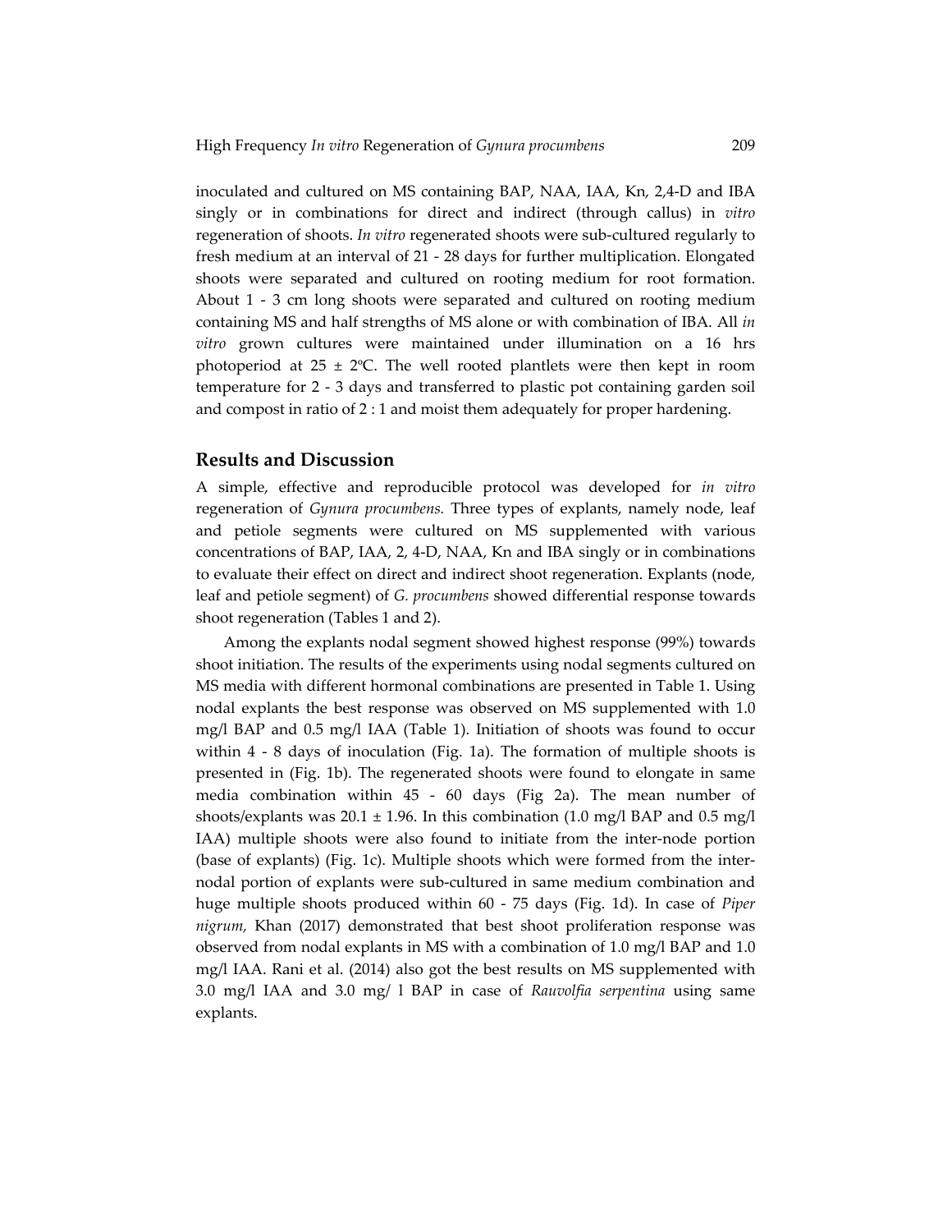inoculated and cultured on MS containing BAP, NAA, IAA, Kn, 2,4-D and IBA singly or in combinations for direct and indirect (through callus) in *vitro* regeneration of shoots. *In vitro* regenerated shoots were sub-cultured regularly to fresh medium at an interval of 21 - 28 days for further multiplication. Elongated shoots were separated and cultured on rooting medium for root formation. About 1 - 3 cm long shoots were separated and cultured on rooting medium containing MS and half strengths of MS alone or with combination of IBA. All *in vitro* grown cultures were maintained under illumination on a 16 hrs photoperiod at 25 ± 2ºC. The well rooted plantlets were then kept in room temperature for 2 - 3 days and transferred to plastic pot containing garden soil and compost in ratio of 2 : 1 and moist them adequately for proper hardening.

## Results and Discussion

A simple, effective and reproducible protocol was developed for *in vitro* regeneration of *Gynura procumbens.* Three types of explants, namely node, leaf and petiole segments were cultured on MS supplemented with various concentrations of BAP, IAA, 2, 4-D, NAA, Kn and IBA singly or in combinations to evaluate their effect on direct and indirect shoot regeneration. Explants (node, leaf and petiole segment) of *G. procumbens* showed differential response towards shoot regeneration (Tables 1 and 2).

Among the explants nodal segment showed highest response (99%) towards shoot initiation. The results of the experiments using nodal segments cultured on MS media with different hormonal combinations are presented in Table 1. Using nodal explants the best response was observed on MS supplemented with 1.0 mg/l BAP and 0.5 mg/l IAA (Table 1). Initiation of shoots was found to occur within 4 - 8 days of inoculation (Fig. 1a). The formation of multiple shoots is presented in (Fig. 1b). The regenerated shoots were found to elongate in same media combination within 45 - 60 days (Fig 2a). The mean number of shoots/explants was 20.1 ± 1.96. In this combination (1.0 mg/l BAP and 0.5 mg/l IAA) multiple shoots were also found to initiate from the inter-node portion (base of explants) (Fig. 1c). Multiple shoots which were formed from the inter-nodal portion of explants were sub-cultured in same medium combination and huge multiple shoots produced within 60 - 75 days (Fig. 1d). In case of *Piper nigrum,* Khan (2017) demonstrated that best shoot proliferation response was observed from nodal explants in MS with a combination of 1.0 mg/l BAP and 1.0 mg/l IAA. Rani et al. (2014) also got the best results on MS supplemented with 3.0 mg/l IAA and 3.0 mg/ l BAP in case of *Rauvolfia serpentina* using same explants.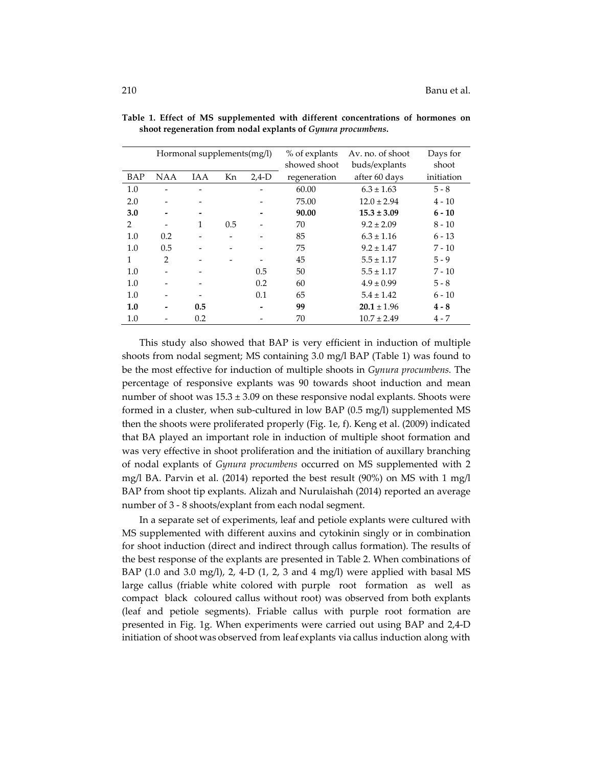**Table 1. Effect of MS supplemented with different concentrations of hormones on shoot regeneration from nodal explants of *Gynura procumbens*.**

| Hormonal supplements(mg/l) | | | | | % of explants showed shoot regeneration | Av. no. of shoot buds/explants after 60 days | Days for shoot initiation |
|---|---|---|---|---|---|---|---|
| BAP | NAA | IAA | Kn | 2,4-D | | | |
| 1.0 | - | - | | - | 60.00 | 6.3 ± 1.63 | 5 - 8 |
| 2.0 | - | - | | - | 75.00 | 12.0 ± 2.94 | 4 - 10 |
| **3.0** | **-** | **-** | | **-** | **90.00** | **15.3 ± 3.09** | **6 - 10** |
| 2 | - | 1 | 0.5 | - | 70 | 9.2 ± 2.09 | 8 - 10 |
| 1.0 | 0.2 | - | - | - | 85 | 6.3 ± 1.16 | 6 - 13 |
| 1.0 | 0.5 | - | - | - | 75 | 9.2 ± 1.47 | 7 - 10 |
| 1 | 2 | - | - | - | 45 | 5.5 ± 1.17 | 5 - 9 |
| 1.0 | - | - | | 0.5 | 50 | 5.5 ± 1.17 | 7 - 10 |
| 1.0 | - | - | | 0.2 | 60 | 4.9 ± 0.99 | 5 - 8 |
| 1.0 | - | - | | 0.1 | 65 | 5.4 ± 1.42 | 6 - 10 |
| **1.0** | **-** | **0.5** | | **-** | **99** | **20.1** ± 1.96 | **4 - 8** |
| 1.0 | - | 0.2 | | - | 70 | 10.7 ± 2.49 | 4 - 7 |

This study also showed that BAP is very efficient in induction of multiple shoots from nodal segment; MS containing 3.0 mg/l BAP (Table 1) was found to be the most effective for induction of multiple shoots in *Gynura procumbens.* The percentage of responsive explants was 90 towards shoot induction and mean number of shoot was 15.3 ± 3.09 on these responsive nodal explants. Shoots were formed in a cluster, when sub-cultured in low BAP (0.5 mg/l) supplemented MS then the shoots were proliferated properly (Fig. 1e, f). Keng et al. (2009) indicated that BA played an important role in induction of multiple shoot formation and was very effective in shoot proliferation and the initiation of auxillary branching of nodal explants of *Gynura procumbens* occurred on MS supplemented with 2 mg/l BA. Parvin et al. (2014) reported the best result (90%) on MS with 1 mg/l BAP from shoot tip explants. Alizah and Nurulaishah (2014) reported an average number of 3 - 8 shoots/explant from each nodal segment.

In a separate set of experiments, leaf and petiole explants were cultured with MS supplemented with different auxins and cytokinin singly or in combination for shoot induction (direct and indirect through callus formation). The results of the best response of the explants are presented in Table 2. When combinations of BAP (1.0 and 3.0 mg/l), 2, 4-D (1, 2, 3 and 4 mg/l) were applied with basal MS large callus (friable white colored with purple root formation as well as compact black coloured callus without root) was observed from both explants (leaf and petiole segments). Friable callus with purple root formation are presented in Fig. 1g. When experiments were carried out using BAP and 2,4-D initiation of shoot was observed from leaf explants via callus induction along with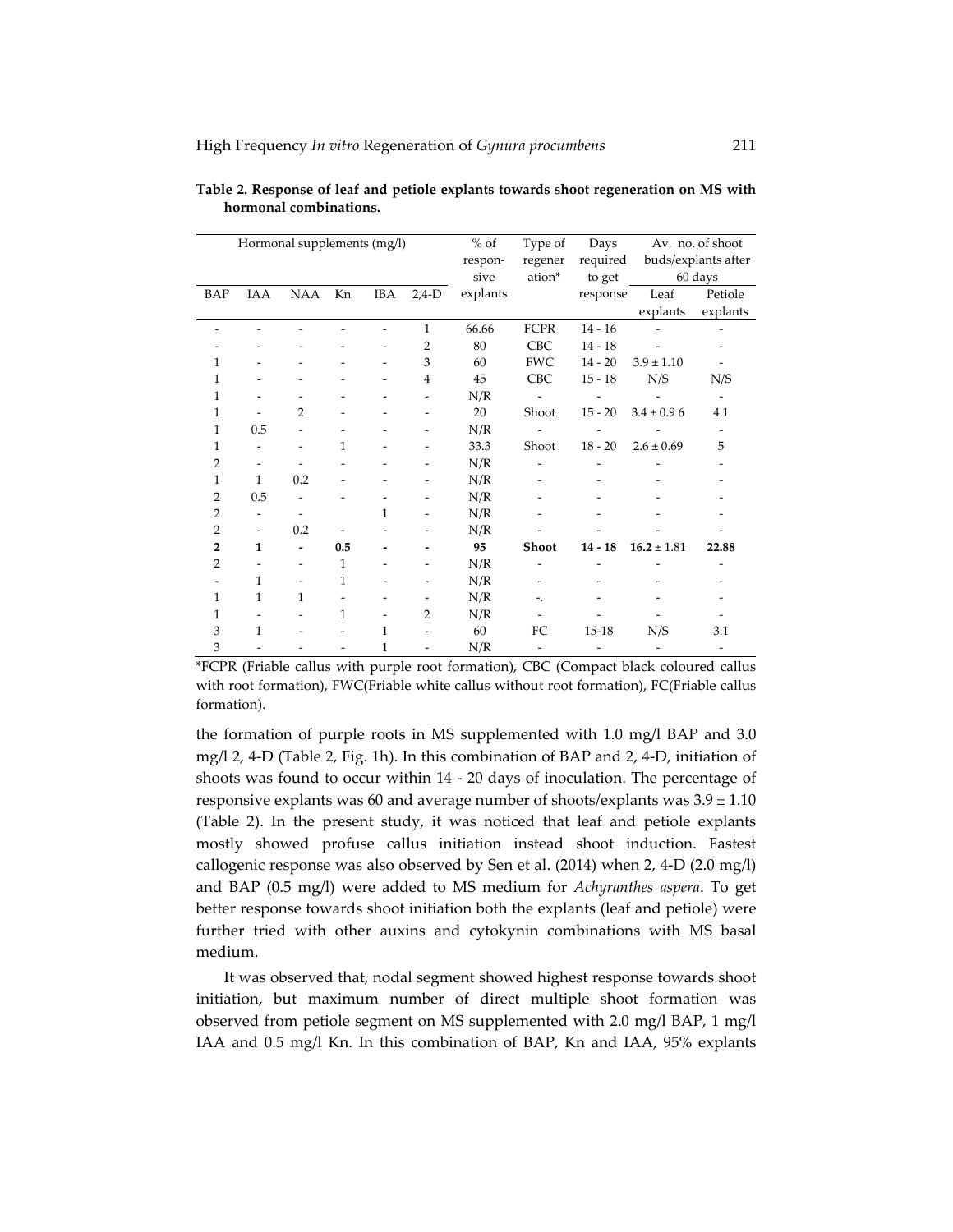**Table 2. Response of leaf and petiole explants towards shoot regeneration on MS with hormonal combinations.**

| Hormonal supplements (mg/l) | | | | | | % of responsive explants | Type of regeneration* | Days required to get response | Av. no. of shoot buds/explants after 60 days | |
|---|---|---|---|---|---|---|---|---|---|---|
| BAP | IAA | NAA | Kn | IBA | 2,4-D | | | | Leaf explants | Petiole explants |
| - | - | - | - | - | 1 | 66.66 | FCPR | 14 - 16 | - | - |
| - | - | - | - | - | 2 | 80 | CBC | 14 - 18 | - | - |
| 1 | - | - | - | - | 3 | 60 | FWC | 14 - 20 | 3.9 ± 1.10 | - |
| 1 | - | - | - | - | 4 | 45 | CBC | 15 - 18 | N/S | N/S |
| 1 | - | - | - | - | - | N/R | - | - | - | - |
| 1 | - | 2 | - | - | - | 20 | Shoot | 15 - 20 | 3.4 ± 0.9 6 | 4.1 |
| 1 | 0.5 | - | - | - | - | N/R | - | - | - | - |
| 1 | - | - | 1 | - | - | 33.3 | Shoot | 18 - 20 | 2.6 ± 0.69 | 5 |
| 2 | - | - | - | - | - | N/R | - | - | - | - |
| 1 | 1 | 0.2 | - | - | - | N/R | - | - | - | - |
| 2 | 0.5 | - | - | - | - | N/R | - | - | - | - |
| 2 | - | - | | 1 | - | N/R | - | - | - | - |
| 2 | - | 0.2 | - | - | - | N/R | - | - | - | - |
| **2** | **1** | **-** | **0.5** | **-** | **-** | **95** | **Shoot** | **14 - 18** | **16.2** ± 1.81 | **22.88** |
| 2 | - | - | 1 | - | - | N/R | - | - | - | - |
| - | 1 | - | 1 | - | - | N/R | - | - | - | - |
| 1 | 1 | 1 | - | - | - | N/R | -. | - | - | - |
| 1 | - | - | 1 | - | 2 | N/R | - | - | - | - |
| 3 | 1 | - | - | 1 | - | 60 | FC | 15-18 | N/S | 3.1 |
| 3 | - | - | 1 | 1 | - | N/R | - | - | - | - |

*FCPR (Friable callus with purple root formation), CBC (Compact black coloured callus with root formation), FWC(Friable white callus without root formation), FC(Friable callus formation).

the formation of purple roots in MS supplemented with 1.0 mg/l BAP and 3.0 mg/l 2, 4-D (Table 2, Fig. 1h). In this combination of BAP and 2, 4-D, initiation of shoots was found to occur within 14 - 20 days of inoculation. The percentage of responsive explants was 60 and average number of shoots/explants was 3.9 ± 1.10 (Table 2). In the present study, it was noticed that leaf and petiole explants mostly showed profuse callus initiation instead shoot induction. Fastest callogenic response was also observed by Sen et al. (2014) when 2, 4-D (2.0 mg/l) and BAP (0.5 mg/l) were added to MS medium for *Achyranthes aspera*. To get better response towards shoot initiation both the explants (leaf and petiole) were further tried with other auxins and cytokynin combinations with MS basal medium.

It was observed that, nodal segment showed highest response towards shoot initiation, but maximum number of direct multiple shoot formation was observed from petiole segment on MS supplemented with 2.0 mg/l BAP, 1 mg/l IAA and 0.5 mg/l Kn. In this combination of BAP, Kn and IAA, 95% explants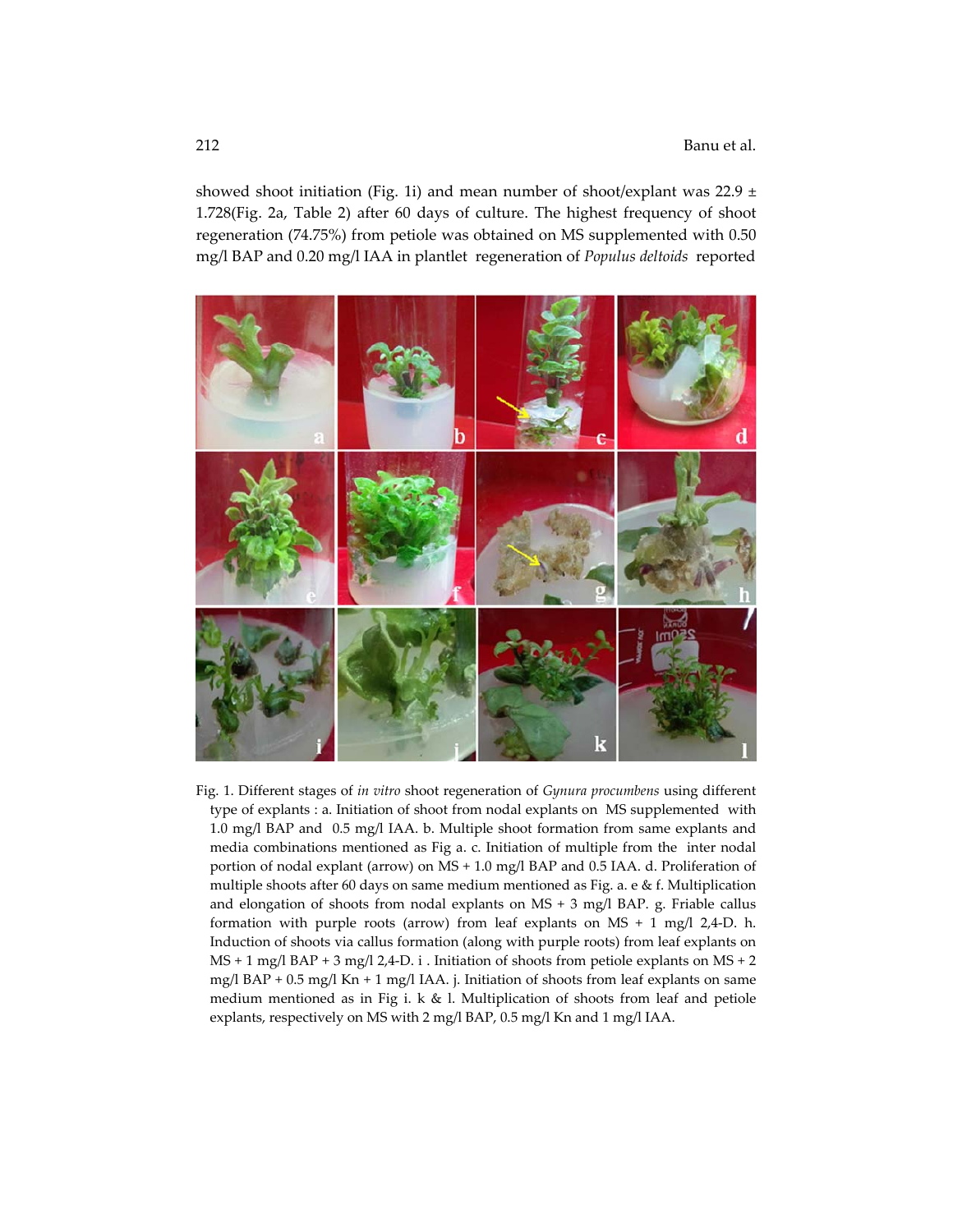showed shoot initiation (Fig. 1i) and mean number of shoot/explant was 22.9 ± 1.728(Fig. 2a, Table 2) after 60 days of culture. The highest frequency of shoot regeneration (74.75%) from petiole was obtained on MS supplemented with 0.50 mg/l BAP and 0.20 mg/l IAA in plantlet regeneration of *Populus deltoids* reported

Fig. 1. Different stages of *in vitro* shoot regeneration of *Gynura procumbens* using different type of explants : a. Initiation of shoot from nodal explants on MS supplemented with 1.0 mg/l BAP and 0.5 mg/l IAA. b. Multiple shoot formation from same explants and media combinations mentioned as Fig a. c. Initiation of multiple from the inter nodal portion of nodal explant (arrow) on MS + 1.0 mg/l BAP and 0.5 IAA. d. Proliferation of multiple shoots after 60 days on same medium mentioned as Fig. a. e & f. Multiplication and elongation of shoots from nodal explants on MS + 3 mg/l BAP. g. Friable callus formation with purple roots (arrow) from leaf explants on MS + 1 mg/l 2,4-D. h. Induction of shoots via callus formation (along with purple roots) from leaf explants on MS + 1 mg/l BAP + 3 mg/l 2,4-D. i . Initiation of shoots from petiole explants on MS + 2 mg/l BAP + 0.5 mg/l Kn + 1 mg/l IAA. j. Initiation of shoots from leaf explants on same medium mentioned as in Fig i. k & l. Multiplication of shoots from leaf and petiole explants, respectively on MS with 2 mg/l BAP, 0.5 mg/l Kn and 1 mg/l IAA.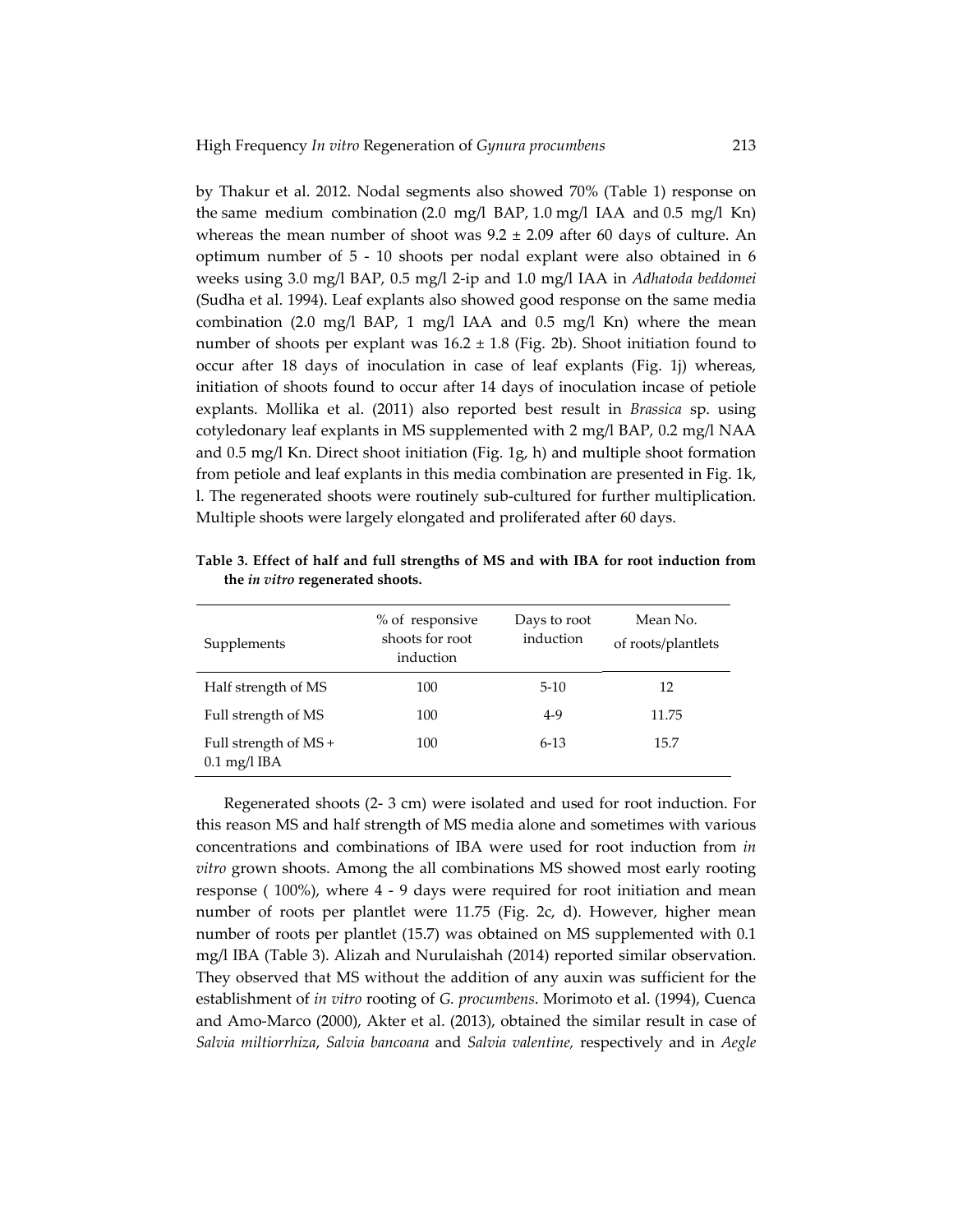by Thakur et al. 2012. Nodal segments also showed 70% (Table 1) response on the same medium combination (2.0 mg/l BAP, 1.0 mg/l IAA and 0.5 mg/l Kn) whereas the mean number of shoot was 9.2 ± 2.09 after 60 days of culture. An optimum number of 5 - 10 shoots per nodal explant were also obtained in 6 weeks using 3.0 mg/l BAP, 0.5 mg/l 2-ip and 1.0 mg/l IAA in *Adhatoda beddomei* (Sudha et al. 1994). Leaf explants also showed good response on the same media combination (2.0 mg/l BAP, 1 mg/l IAA and 0.5 mg/l Kn) where the mean number of shoots per explant was 16.2 ± 1.8 (Fig. 2b). Shoot initiation found to occur after 18 days of inoculation in case of leaf explants (Fig. 1j) whereas, initiation of shoots found to occur after 14 days of inoculation incase of petiole explants. Mollika et al. (2011) also reported best result in *Brassica* sp. using cotyledonary leaf explants in MS supplemented with 2 mg/l BAP, 0.2 mg/l NAA and 0.5 mg/l Kn. Direct shoot initiation (Fig. 1g, h) and multiple shoot formation from petiole and leaf explants in this media combination are presented in Fig. 1k, l. The regenerated shoots were routinely sub-cultured for further multiplication. Multiple shoots were largely elongated and proliferated after 60 days.

**Table 3. Effect of half and full strengths of MS and with IBA for root induction from the *in vitro* regenerated shoots.**

| Supplements | % of responsive shoots for root induction | Days to root induction | Mean No. of roots/plantlets |
|---|---|---|---|
| Half strength of MS | 100 | 5-10 | 12 |
| Full strength of MS | 100 | 4-9 | 11.75 |
| Full strength of MS + 0.1 mg/l IBA | 100 | 6-13 | 15.7 |

Regenerated shoots (2- 3 cm) were isolated and used for root induction. For this reason MS and half strength of MS media alone and sometimes with various concentrations and combinations of IBA were used for root induction from *in vitro* grown shoots. Among the all combinations MS showed most early rooting response ( 100%), where 4 - 9 days were required for root initiation and mean number of roots per plantlet were 11.75 (Fig. 2c, d). However, higher mean number of roots per plantlet (15.7) was obtained on MS supplemented with 0.1 mg/l IBA (Table 3). Alizah and Nurulaishah (2014) reported similar observation. They observed that MS without the addition of any auxin was sufficient for the establishment of *in vitro* rooting of *G. procumbens*. Morimoto et al. (1994), Cuenca and Amo-Marco (2000), Akter et al. (2013), obtained the similar result in case of *Salvia miltiorrhiza*, *Salvia bancoana* and *Salvia valentine*, respectively and in *Aegle*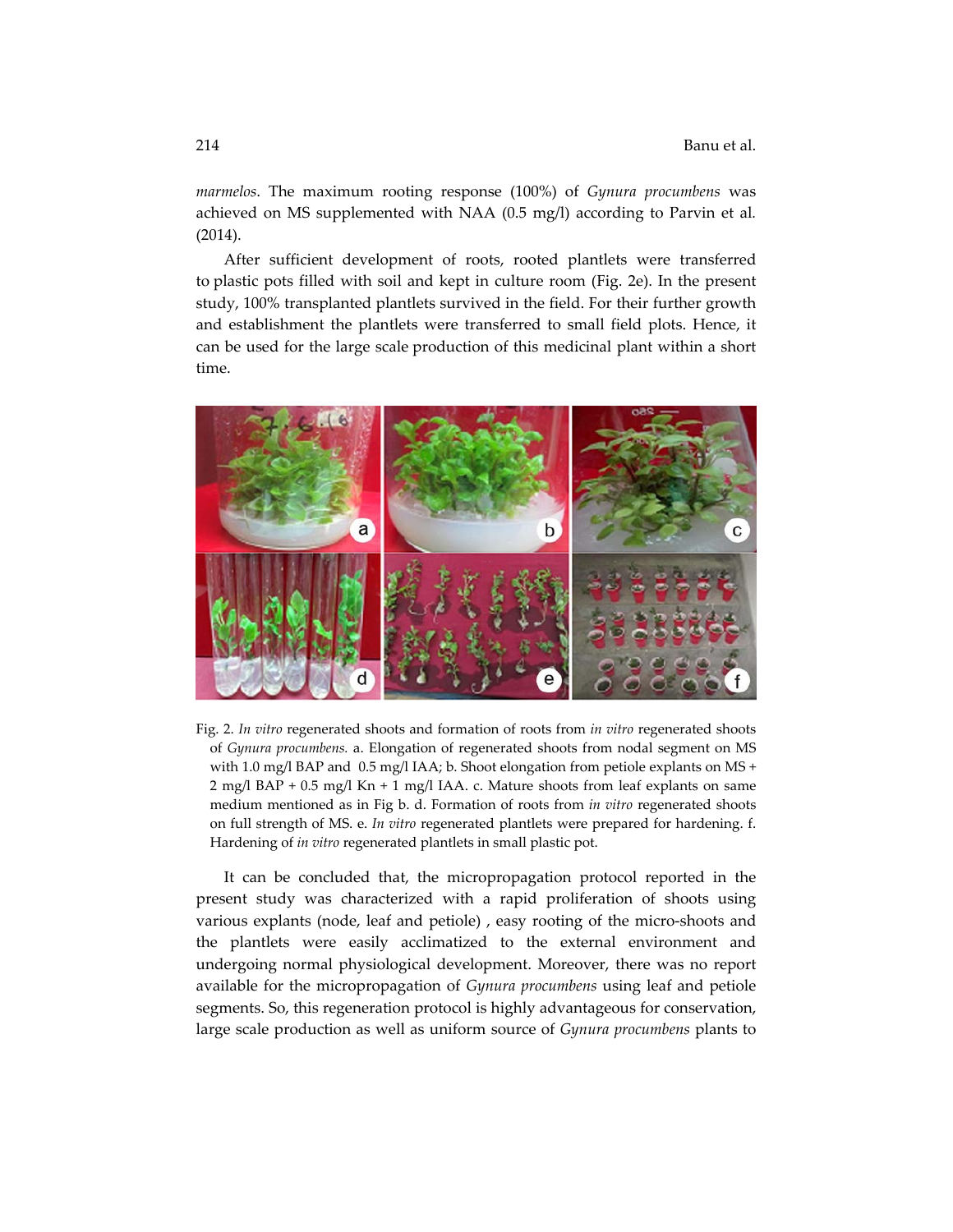*marmelos*. The maximum rooting response (100%) of *Gynura procumbens* was achieved on MS supplemented with NAA (0.5 mg/l) according to Parvin et al. (2014).

After sufficient development of roots, rooted plantlets were transferred to plastic pots filled with soil and kept in culture room (Fig. 2e). In the present study, 100% transplanted plantlets survived in the field. For their further growth and establishment the plantlets were transferred to small field plots. Hence, it can be used for the large scale production of this medicinal plant within a short time.

Fig. 2. *In vitro* regenerated shoots and formation of roots from *in vitro* regenerated shoots of *Gynura procumbens.* a. Elongation of regenerated shoots from nodal segment on MS with 1.0 mg/l BAP and 0.5 mg/l IAA; b. Shoot elongation from petiole explants on MS + 2 mg/l BAP + 0.5 mg/l Kn + 1 mg/l IAA. c. Mature shoots from leaf explants on same medium mentioned as in Fig b. d. Formation of roots from *in vitro* regenerated shoots on full strength of MS. e. *In vitro* regenerated plantlets were prepared for hardening. f. Hardening of *in vitro* regenerated plantlets in small plastic pot.

It can be concluded that, the micropropagation protocol reported in the present study was characterized with a rapid proliferation of shoots using various explants (node, leaf and petiole) , easy rooting of the micro-shoots and the plantlets were easily acclimatized to the external environment and undergoing normal physiological development. Moreover, there was no report available for the micropropagation of *Gynura procumbens* using leaf and petiole segments. So, this regeneration protocol is highly advantageous for conservation, large scale production as well as uniform source of *Gynura procumbens* plants to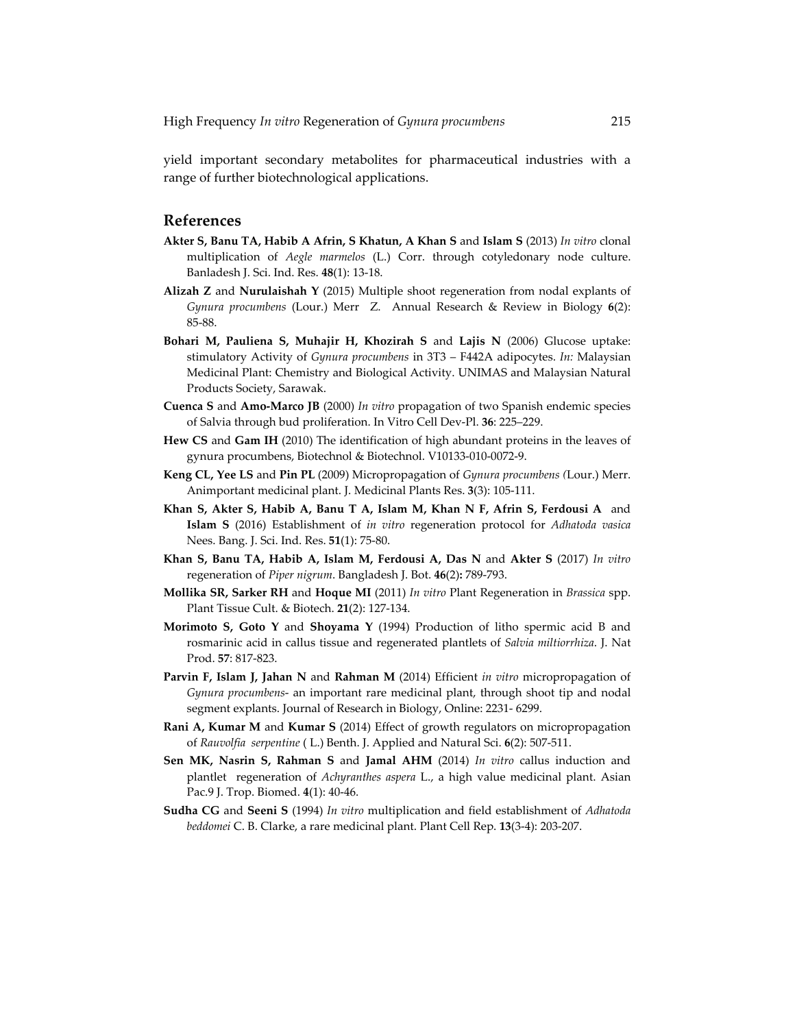yield important secondary metabolites for pharmaceutical industries with a range of further biotechnological applications.

## References

**Akter S, Banu TA, Habib A Afrin, S Khatun, A Khan S** and **Islam S** (2013) *In vitro* clonal multiplication of *Aegle marmelos* (L.) Corr. through cotyledonary node culture. Banladesh J. Sci. Ind. Res. **48**(1): 13-18.

**Alizah Z** and **Nurulaishah Y** (2015) Multiple shoot regeneration from nodal explants of *Gynura procumbens* (Lour.) Merr Z. Annual Research & Review in Biology **6**(2): 85-88.

**Bohari M, Pauliena S, Muhajir H, Khozirah S** and **Lajis N** (2006) Glucose uptake: stimulatory Activity of *Gynura procumbens* in 3T3 – F442A adipocytes. *In:* Malaysian Medicinal Plant: Chemistry and Biological Activity. UNIMAS and Malaysian Natural Products Society, Sarawak.

**Cuenca S** and **Amo-Marco JB** (2000) *In vitro* propagation of two Spanish endemic species of Salvia through bud proliferation. In Vitro Cell Dev-Pl. **36**: 225–229.

**Hew CS** and **Gam IH** (2010) The identification of high abundant proteins in the leaves of gynura procumbens, Biotechnol & Biotechnol. V10133-010-0072-9.

**Keng CL, Yee LS** and **Pin PL** (2009) Micropropagation of *Gynura procumbens (*Lour.) Merr. Animportant medicinal plant. J. Medicinal Plants Res. **3**(3): 105-111.

**Khan S, Akter S, Habib A, Banu T A, Islam M, Khan N F, Afrin S, Ferdousi A** and **Islam S** (2016) Establishment of *in vitro* regeneration protocol for *Adhatoda vasica* Nees. Bang. J. Sci. Ind. Res. **51**(1): 75-80.

**Khan S, Banu TA, Habib A, Islam M, Ferdousi A, Das N** and **Akter S** (2017) *In vitro* regeneration of *Piper nigrum*. Bangladesh J. Bot. **46**(2)**:** 789-793.

**Mollika SR, Sarker RH** and **Hoque MI** (2011) *In vitro* Plant Regeneration in *Brassica* spp. Plant Tissue Cult. & Biotech. **21**(2): 127-134.

**Morimoto S, Goto Y** and **Shoyama Y** (1994) Production of litho spermic acid B and rosmarinic acid in callus tissue and regenerated plantlets of *Salvia miltiorrhiza*. J. Nat Prod. **57**: 817-823.

**Parvin F, Islam J, Jahan N** and **Rahman M** (2014) Efficient *in vitro* micropropagation of *Gynura procumbens*- an important rare medicinal plant, through shoot tip and nodal segment explants. Journal of Research in Biology, Online: 2231- 6299.

**Rani A, Kumar M** and **Kumar S** (2014) Effect of growth regulators on micropropagation of *Rauvolfia serpentine* ( L.) Benth. J. Applied and Natural Sci. **6**(2): 507-511.

**Sen MK, Nasrin S, Rahman S** and **Jamal AHM** (2014) *In vitro* callus induction and plantlet regeneration of *Achyranthes aspera* L., a high value medicinal plant. Asian Pac.9 J. Trop. Biomed. **4**(1): 40-46.

**Sudha CG** and **Seeni S** (1994) *In vitro* multiplication and field establishment of *Adhatoda beddomei* C. B. Clarke, a rare medicinal plant. Plant Cell Rep. **13**(3-4): 203-207.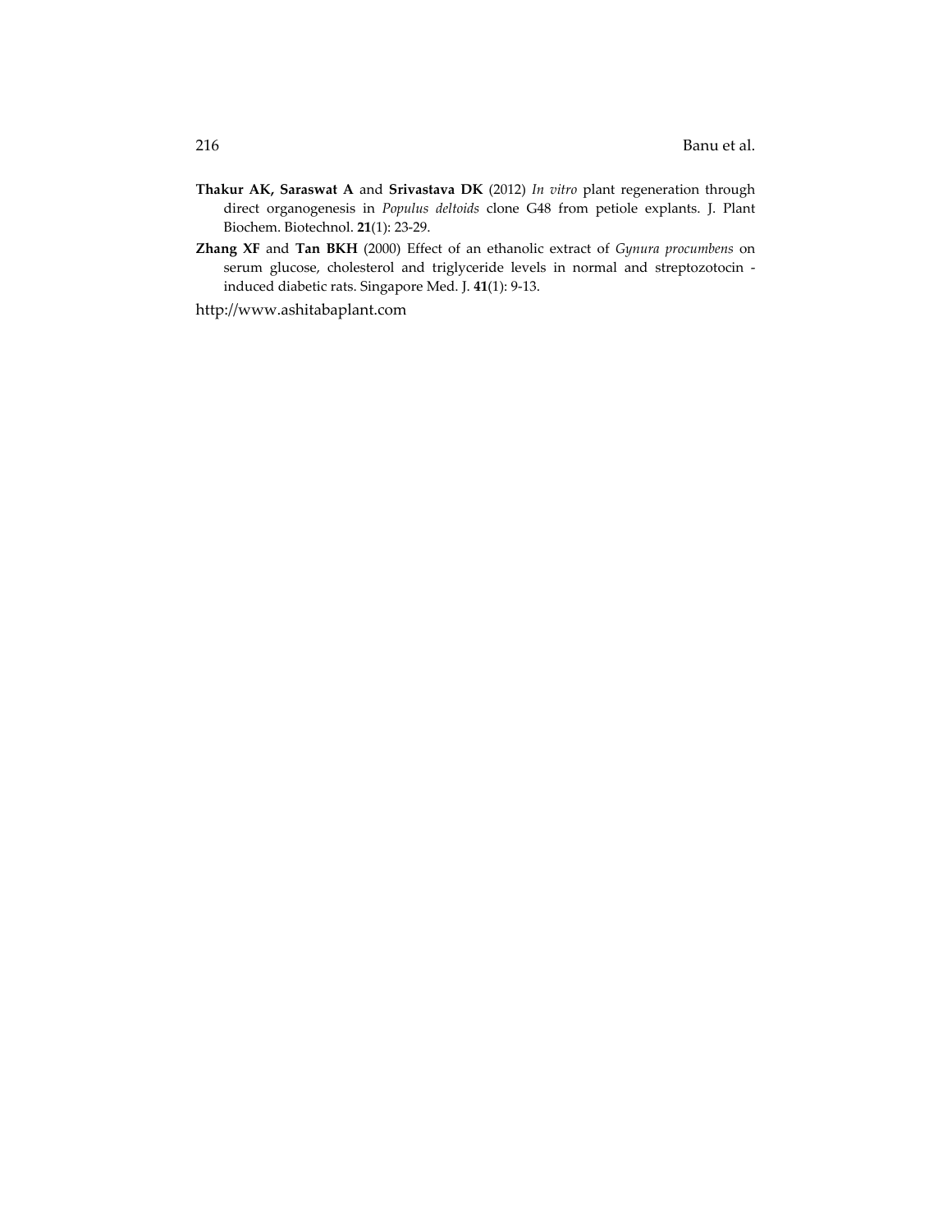**Thakur AK, Saraswat A** and **Srivastava DK** (2012) *In vitro* plant regeneration through direct organogenesis in *Populus deltoids* clone G48 from petiole explants. J. Plant Biochem. Biotechnol. **21**(1): 23-29.

**Zhang XF** and **Tan BKH** (2000) Effect of an ethanolic extract of *Gynura procumbens* on serum glucose, cholesterol and triglyceride levels in normal and streptozotocin - induced diabetic rats. Singapore Med. J. **41**(1): 9-13.

http://www.ashitabaplant.com